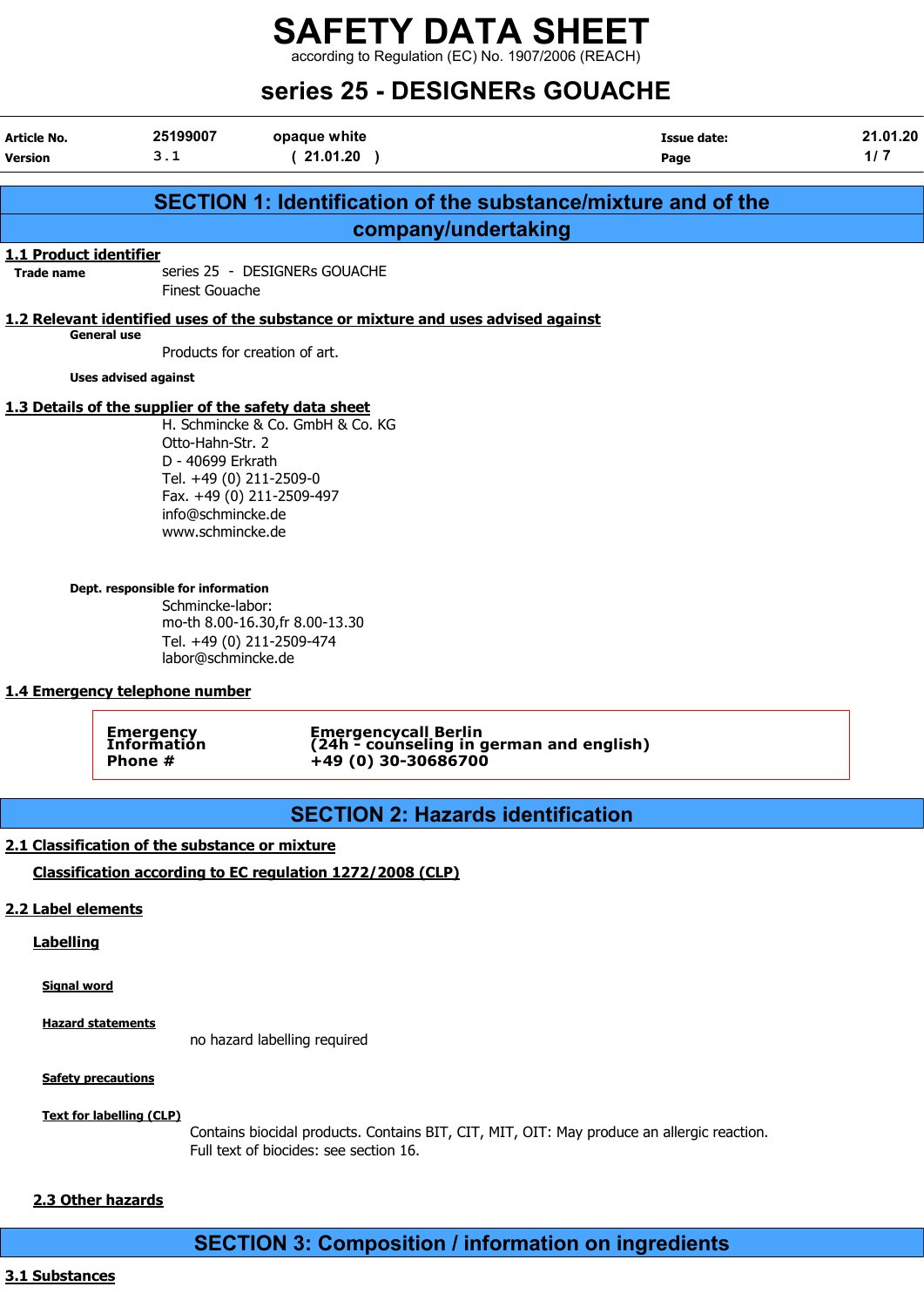# SAFETY DATA SHEET

according to Regulation (EC) No. 1907/2006 (REACH)

# series 25 - DESIGNERs GOUACHE

| Article No. | 25199007 | opaque white | Issue date: | 21.01.20 |
|---|---|---|---|---|
| Version | 3 . 1 | ( 21.01.20 ) | | |

## SECTION 1: Identification of the substance/mixture and of the company/undertaking

### 1.1 Product identifier

**Trade name** series 25 - DESIGNERs GOUACHE
Finest Gouache

### 1.2 Relevant identified uses of the substance or mixture and uses advised against

**General use**

Products for creation of art.

**Uses advised against**

### 1.3 Details of the supplier of the safety data sheet

H. Schmincke & Co. GmbH & Co. KG
Otto-Hahn-Str. 2
D - 40699 Erkrath
Tel. +49 (0) 211-2509-0
Fax. +49 (0) 211-2509-497
info@schmincke.de
www.schmincke.de

**Dept. responsible for information**

Schmincke-labor:
mo-th 8.00-16.30,fr 8.00-13.30
Tel. +49 (0) 211-2509-474
labor@schmincke.de

### 1.4 Emergency telephone number

| Emergency Information Phone # | Emergencycall Berlin (24h - counseling in german and english) +49 (0) 30-30686700 |
|---|---|

## SECTION 2: Hazards identification

### 2.1 Classification of the substance or mixture

**Classification according to EC regulation 1272/2008 (CLP)**

### 2.2 Label elements

**Labelling**

**Signal word**

**Hazard statements**

no hazard labelling required

**Safety precautions**

**Text for labelling (CLP)**

Contains biocidal products. Contains BIT, CIT, MIT, OIT: May produce an allergic reaction.
Full text of biocides: see section 16.

### 2.3 Other hazards

## SECTION 3: Composition / information on ingredients

### 3.1 Substances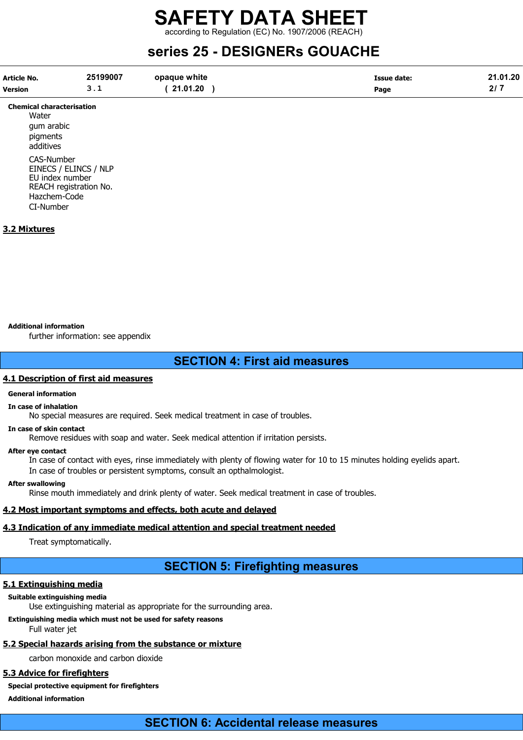**Chemical characterisation**

Water
gum arabic
pigments
additives

CAS-Number
EINECS / ELINCS / NLP
EU index number
REACH registration No.
Hazchem-Code
CI-Number

## 3.2 Mixtures

**Additional information**

further information: see appendix

# SECTION 4: First aid measures

## 4.1 Description of first aid measures

**General information**

**In case of inhalation**

No special measures are required. Seek medical treatment in case of troubles.

**In case of skin contact**

Remove residues with soap and water. Seek medical attention if irritation persists.

**After eye contact**

In case of contact with eyes, rinse immediately with plenty of flowing water for 10 to 15 minutes holding eyelids apart.
In case of troubles or persistent symptoms, consult an opthalmologist.

**After swallowing**

Rinse mouth immediately and drink plenty of water. Seek medical treatment in case of troubles.

## 4.2 Most important symptoms and effects, both acute and delayed

## 4.3 Indication of any immediate medical attention and special treatment needed

Treat symptomatically.

# SECTION 5: Firefighting measures

## 5.1 Extinguishing media

**Suitable extinguishing media**

Use extinguishing material as appropriate for the surrounding area.

**Extinguishing media which must not be used for safety reasons**

Full water jet

## 5.2 Special hazards arising from the substance or mixture

carbon monoxide and carbon dioxide

## 5.3 Advice for firefighters

**Special protective equipment for firefighters**

**Additional information**

# SECTION 6: Accidental release measures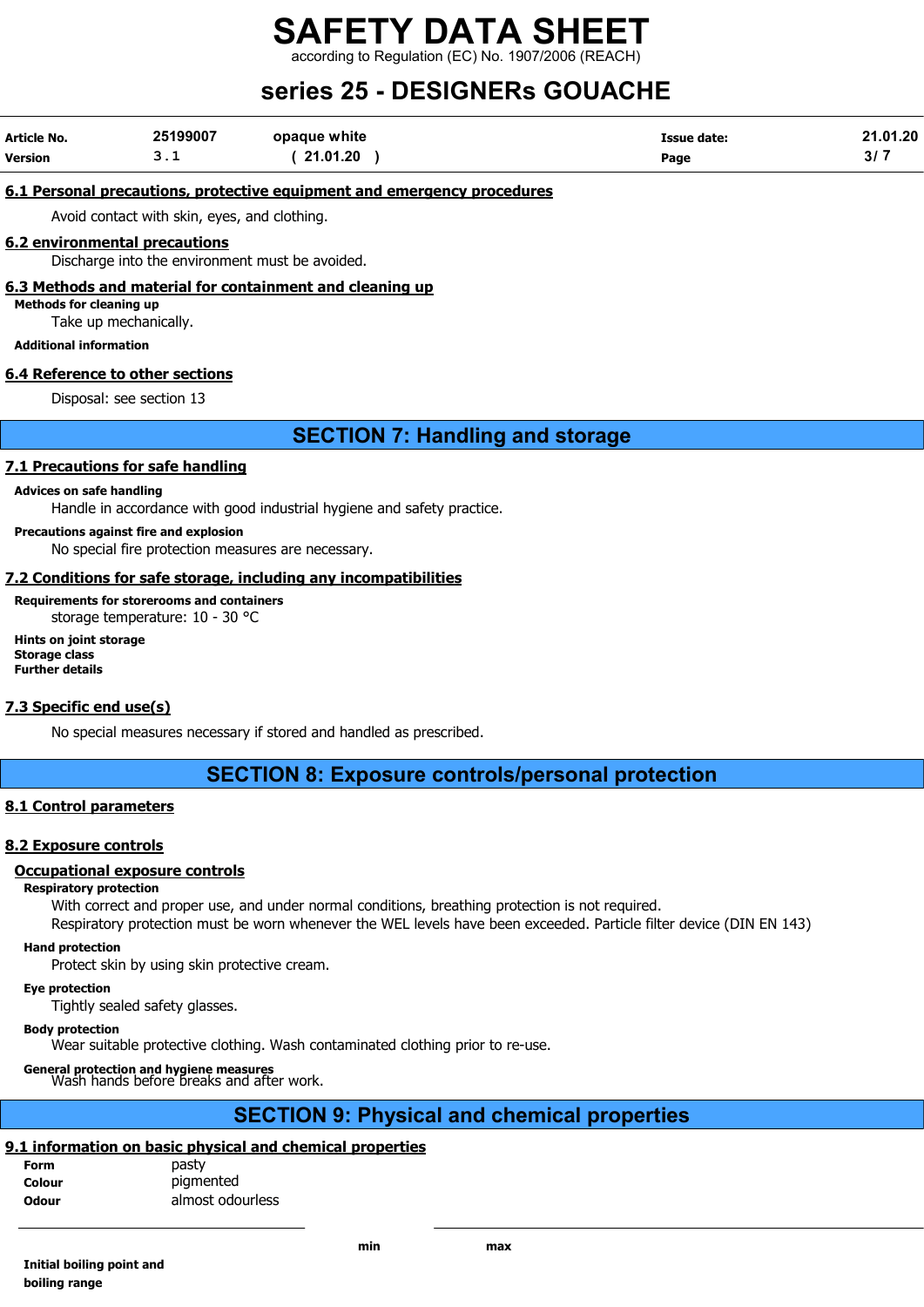## 6.1 Personal precautions, protective equipment and emergency procedures

Avoid contact with skin, eyes, and clothing.

## 6.2 environmental precautions

Discharge into the environment must be avoided.

## 6.3 Methods and material for containment and cleaning up

**Methods for cleaning up**

Take up mechanically.

**Additional information**

## 6.4 Reference to other sections

Disposal: see section 13

# SECTION 7: Handling and storage

## 7.1 Precautions for safe handling

**Advices on safe handling**

Handle in accordance with good industrial hygiene and safety practice.

**Precautions against fire and explosion**

No special fire protection measures are necessary.

## 7.2 Conditions for safe storage, including any incompatibilities

**Requirements for storerooms and containers**

storage temperature: 10 - 30 °C

**Hints on joint storage**
**Storage class**
**Further details**

## 7.3 Specific end use(s)

No special measures necessary if stored and handled as prescribed.

# SECTION 8: Exposure controls/personal protection

## 8.1 Control parameters

## 8.2 Exposure controls

### Occupational exposure controls

**Respiratory protection**

With correct and proper use, and under normal conditions, breathing protection is not required.
Respiratory protection must be worn whenever the WEL levels have been exceeded. Particle filter device (DIN EN 143)

**Hand protection**

Protect skin by using skin protective cream.

**Eye protection**

Tightly sealed safety glasses.

**Body protection**

Wear suitable protective clothing. Wash contaminated clothing prior to re-use.

**General protection and hygiene measures**

Wash hands before breaks and after work.

# SECTION 9: Physical and chemical properties

## 9.1 information on basic physical and chemical properties

| | |
|---|---|
| **Form** | pasty |
| **Colour** | pigmented |
| **Odour** | almost odourless |

| | min | max |
|---|---|---|
| **Initial boiling point and boiling range** | | |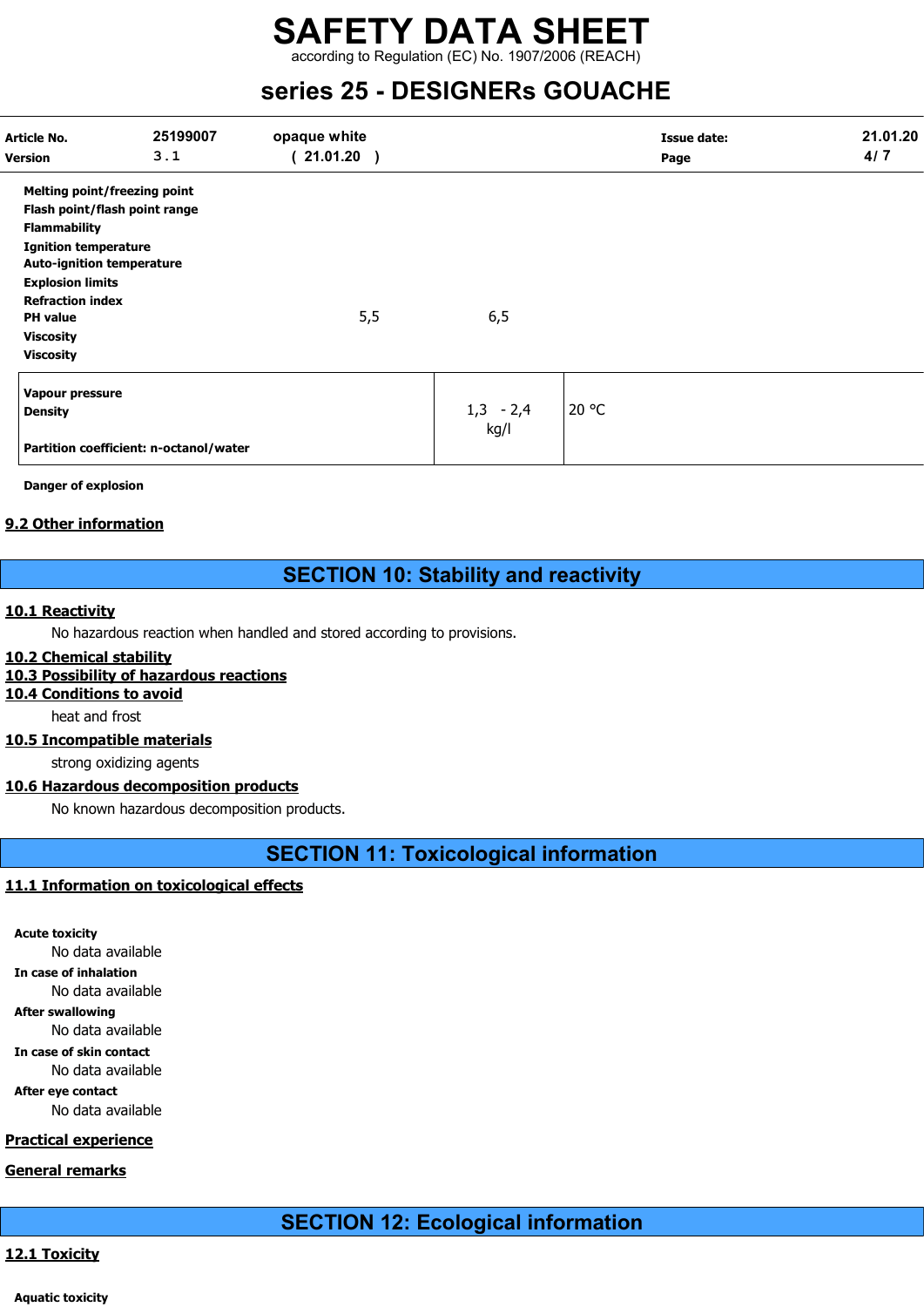| | | |
|---|---|---|
| **Melting point/freezing point** | | |
| **Flash point/flash point range** | | |
| **Flammability** | | |
| **Ignition temperature** | | |
| **Auto-ignition temperature** | | |
| **Explosion limits** | | |
| **Refraction index** | | |
| **PH value** | 5,5 | 6,5 |
| **Viscosity** | | |
| **Viscosity** | | |

| | | |
|---|---|---|
| **Vapour pressure**<br>**Density**<br><br>**Partition coefficient: n-octanol/water** | 1,3 - 2,4 kg/l | 20 °C |

**Danger of explosion**

## 9.2 Other information

# SECTION 10: Stability and reactivity

## 10.1 Reactivity

No hazardous reaction when handled and stored according to provisions.

## 10.2 Chemical stability

## 10.3 Possibility of hazardous reactions

## 10.4 Conditions to avoid

heat and frost

## 10.5 Incompatible materials

strong oxidizing agents

## 10.6 Hazardous decomposition products

No known hazardous decomposition products.

# SECTION 11: Toxicological information

## 11.1 Information on toxicological effects

**Acute toxicity**

No data available

**In case of inhalation**

No data available

**After swallowing**

No data available

**In case of skin contact**

No data available

**After eye contact**

No data available

## Practical experience

## General remarks

# SECTION 12: Ecological information

## 12.1 Toxicity

**Aquatic toxicity**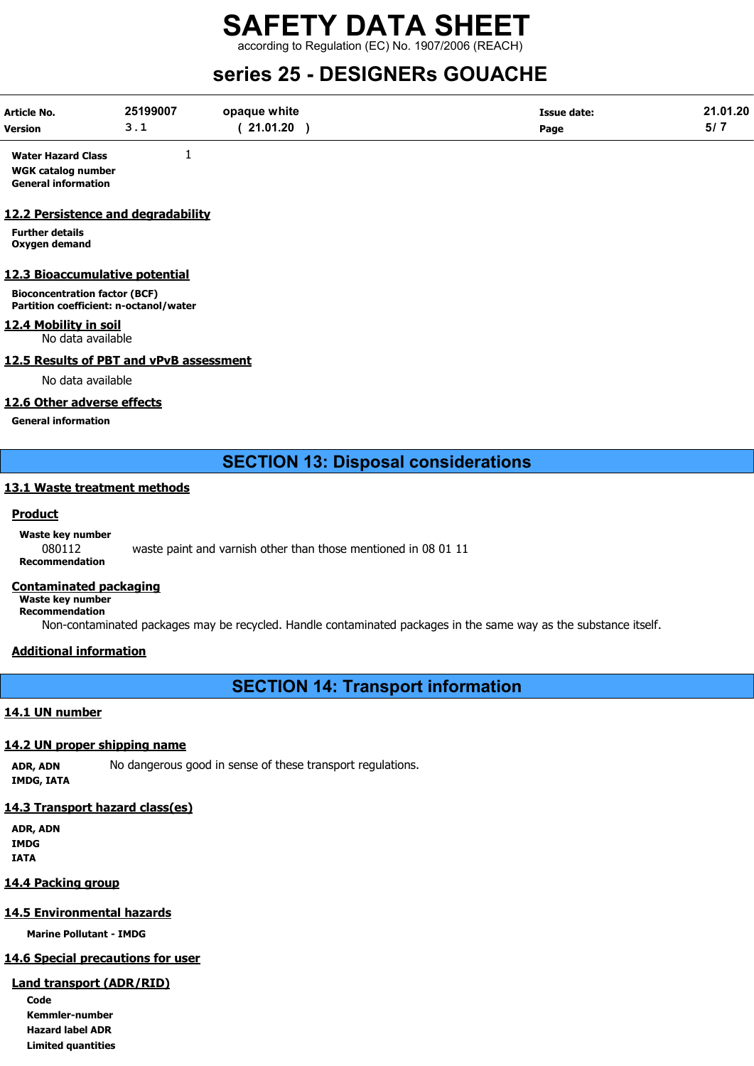**Water Hazard Class** 1
**WGK catalog number**
**General information**

## 12.2 Persistence and degradability

**Further details**
**Oxygen demand**

## 12.3 Bioaccumulative potential

**Bioconcentration factor (BCF)**
**Partition coefficient: n-octanol/water**

## 12.4 Mobility in soil

No data available

## 12.5 Results of PBT and vPvB assessment

No data available

## 12.6 Other adverse effects

**General information**

# SECTION 13: Disposal considerations

## 13.1 Waste treatment methods

### Product

**Waste key number**
080112 waste paint and varnish other than those mentioned in 08 01 11
**Recommendation**

### Contaminated packaging

**Waste key number**
**Recommendation**
Non-contaminated packages may be recycled. Handle contaminated packages in the same way as the substance itself.

### Additional information

# SECTION 14: Transport information

## 14.1 UN number

## 14.2 UN proper shipping name

**ADR, ADN** No dangerous good in sense of these transport regulations.
**IMDG, IATA**

## 14.3 Transport hazard class(es)

**ADR, ADN**
**IMDG**
**IATA**

## 14.4 Packing group

## 14.5 Environmental hazards

**Marine Pollutant - IMDG**

## 14.6 Special precautions for user

### Land transport (ADR/RID)

**Code**
**Kemmler-number**
**Hazard label ADR**
**Limited quantities**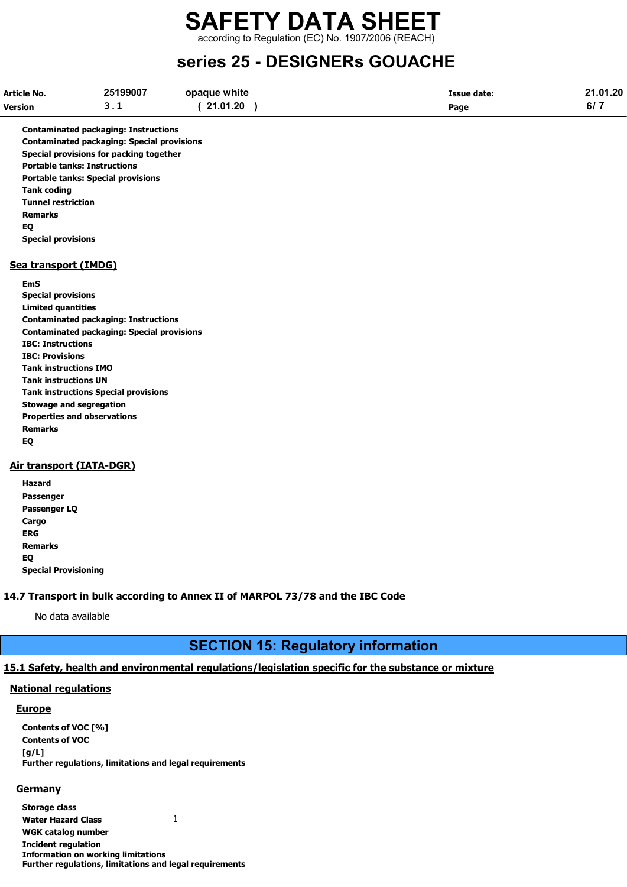**Contaminated packaging: Instructions**
**Contaminated packaging: Special provisions**
**Special provisions for packing together**
**Portable tanks: Instructions**
**Portable tanks: Special provisions**
**Tank coding**
**Tunnel restriction**
**Remarks**
**EQ**
**Special provisions**

### Sea transport (IMDG)

**EmS**
**Special provisions**
**Limited quantities**
**Contaminated packaging: Instructions**
**Contaminated packaging: Special provisions**
**IBC: Instructions**
**IBC: Provisions**
**Tank instructions IMO**
**Tank instructions UN**
**Tank instructions Special provisions**
**Stowage and segregation**
**Properties and observations**
**Remarks**
**EQ**

### Air transport (IATA-DGR)

**Hazard**
**Passenger**
**Passenger LQ**
**Cargo**
**ERG**
**Remarks**
**EQ**
**Special Provisioning**

### 14.7 Transport in bulk according to Annex II of MARPOL 73/78 and the IBC Code

No data available

## SECTION 15: Regulatory information

### 15.1 Safety, health and environmental regulations/legislation specific for the substance or mixture

#### National regulations

#### Europe

**Contents of VOC [%]**
**Contents of VOC [g/L]**
**Further regulations, limitations and legal requirements**

#### Germany

| | |
|---|---|
| **Storage class** | |
| **Water Hazard Class** | 1 |
| **WGK catalog number** | |
| **Incident regulation** | |
| **Information on working limitations** | |
| **Further regulations, limitations and legal requirements** | |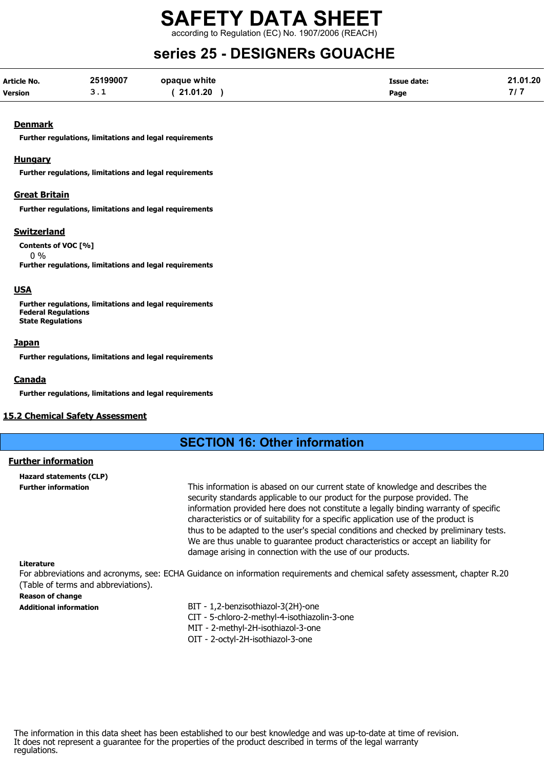## Denmark

**Further regulations, limitations and legal requirements**

## Hungary

**Further regulations, limitations and legal requirements**

## Great Britain

**Further regulations, limitations and legal requirements**

## Switzerland

**Contents of VOC [%]**

0 %

**Further regulations, limitations and legal requirements**

## USA

**Further regulations, limitations and legal requirements**
**Federal Regulations**
**State Regulations**

## Japan

**Further regulations, limitations and legal requirements**

## Canada

**Further regulations, limitations and legal requirements**

## 15.2 Chemical Safety Assessment

# SECTION 16: Other information

## Further information

**Hazard statements (CLP)**

**Further information**

This information is abased on our current state of knowledge and describes the security standards applicable to our product for the purpose provided. The information provided here does not constitute a legally binding warranty of specific characteristics or of suitability for a specific application use of the product is thus to be adapted to the user's special conditions and checked by preliminary tests. We are thus unable to guarantee product characteristics or accept an liability for damage arising in connection with the use of our products.

**Literature**

For abbreviations and acronyms, see: ECHA Guidance on information requirements and chemical safety assessment, chapter R.20 (Table of terms and abbreviations).

**Reason of change**

**Additional information**

BIT - 1,2-benzisothiazol-3(2H)-one
CIT - 5-chloro-2-methyl-4-isothiazolin-3-one
MIT - 2-methyl-2H-isothiazol-3-one
OIT - 2-octyl-2H-isothiazol-3-one

The information in this data sheet has been established to our best knowledge and was up-to-date at time of revision. It does not represent a guarantee for the properties of the product described in terms of the legal warranty regulations.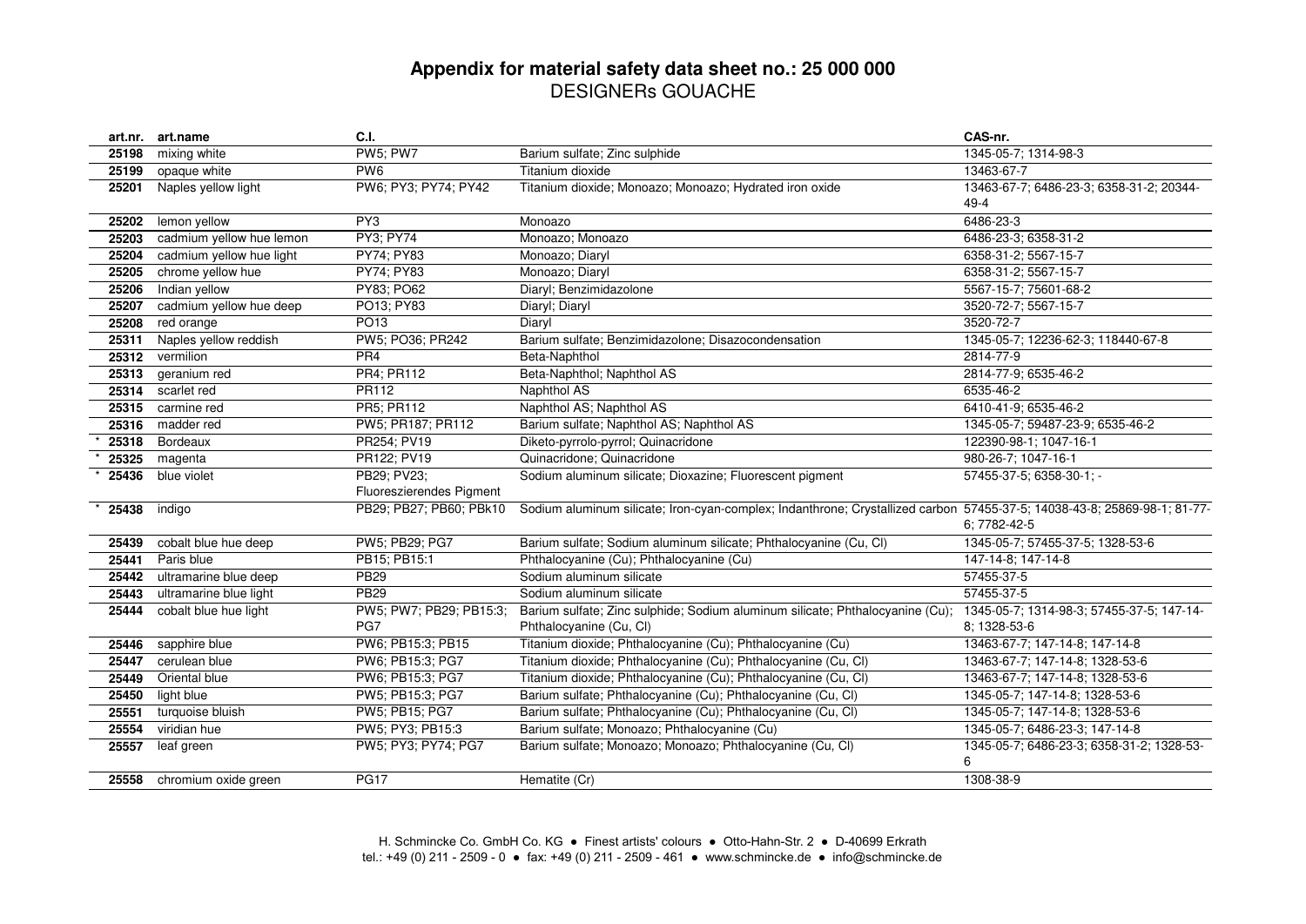# Appendix for material safety data sheet no.: 25 000 000

DESIGNERs GOUACHE

| art.nr. | art.name | C.I. | | CAS-nr. |
|---|---|---|---|---|
| 25198 | mixing white | PW5; PW7 | Barium sulfate; Zinc sulphide | 1345-05-7; 1314-98-3 |
| 25199 | opaque white | PW6 | Titanium dioxide | 13463-67-7 |
| 25201 | Naples yellow light | PW6; PY3; PY74; PY42 | Titanium dioxide; Monoazo; Monoazo; Hydrated iron oxide | 13463-67-7; 6486-23-3; 6358-31-2; 20344-49-4 |
| 25202 | lemon yellow | PY3 | Monoazo | 6486-23-3 |
| 25203 | cadmium yellow hue lemon | PY3; PY74 | Monoazo; Monoazo | 6486-23-3; 6358-31-2 |
| 25204 | cadmium yellow hue light | PY74; PY83 | Monoazo; Diaryl | 6358-31-2; 5567-15-7 |
| 25205 | chrome yellow hue | PY74; PY83 | Monoazo; Diaryl | 6358-31-2; 5567-15-7 |
| 25206 | Indian yellow | PY83; PO62 | Diaryl; Benzimidazolone | 5567-15-7; 75601-68-2 |
| 25207 | cadmium yellow hue deep | PO13; PY83 | Diaryl; Diaryl | 3520-72-7; 5567-15-7 |
| 25208 | red orange | PO13 | Diaryl | 3520-72-7 |
| 25311 | Naples yellow reddish | PW5; PO36; PR242 | Barium sulfate; Benzimidazolone; Disazocondensation | 1345-05-7; 12236-62-3; 118440-67-8 |
| 25312 | vermilion | PR4 | Beta-Naphthol | 2814-77-9 |
| 25313 | geranium red | PR4; PR112 | Beta-Naphthol; Naphthol AS | 2814-77-9; 6535-46-2 |
| 25314 | scarlet red | PR112 | Naphthol AS | 6535-46-2 |
| 25315 | carmine red | PR5; PR112 | Naphthol AS; Naphthol AS | 6410-41-9; 6535-46-2 |
| 25316 | madder red | PW5; PR187; PR112 | Barium sulfate; Naphthol AS; Naphthol AS | 1345-05-7; 59487-23-9; 6535-46-2 |
| * 25318 | Bordeaux | PR254; PV19 | Diketo-pyrrolo-pyrrol; Quinacridone | 122390-98-1; 1047-16-1 |
| * 25325 | magenta | PR122; PV19 | Quinacridone; Quinacridone | 980-26-7; 1047-16-1 |
| * 25436 | blue violet | PB29; PV23; Fluoreszierendes Pigment | Sodium aluminum silicate; Dioxazine; Fluorescent pigment | 57455-37-5; 6358-30-1; - |
| * 25438 | indigo | PB29; PB27; PB60; PBk10 | Sodium aluminum silicate; Iron-cyan-complex; Indanthrone; Crystallized carbon | 57455-37-5; 14038-43-8; 25869-98-1; 81-77-6; 7782-42-5 |
| 25439 | cobalt blue hue deep | PW5; PB29; PG7 | Barium sulfate; Sodium aluminum silicate; Phthalocyanine (Cu, Cl) | 1345-05-7; 57455-37-5; 1328-53-6 |
| 25441 | Paris blue | PB15; PB15:1 | Phthalocyanine (Cu); Phthalocyanine (Cu) | 147-14-8; 147-14-8 |
| 25442 | ultramarine blue deep | PB29 | Sodium aluminum silicate | 57455-37-5 |
| 25443 | ultramarine blue light | PB29 | Sodium aluminum silicate | 57455-37-5 |
| 25444 | cobalt blue hue light | PW5; PW7; PB29; PB15:3; PG7 | Barium sulfate; Zinc sulphide; Sodium aluminum silicate; Phthalocyanine (Cu); Phthalocyanine (Cu, Cl) | 1345-05-7; 1314-98-3; 57455-37-5; 147-14-8; 1328-53-6 |
| 25446 | sapphire blue | PW6; PB15:3; PB15 | Titanium dioxide; Phthalocyanine (Cu); Phthalocyanine (Cu) | 13463-67-7; 147-14-8; 147-14-8 |
| 25447 | cerulean blue | PW6; PB15:3; PG7 | Titanium dioxide; Phthalocyanine (Cu); Phthalocyanine (Cu, Cl) | 13463-67-7; 147-14-8; 1328-53-6 |
| 25449 | Oriental blue | PW6; PB15:3; PG7 | Titanium dioxide; Phthalocyanine (Cu); Phthalocyanine (Cu, Cl) | 13463-67-7; 147-14-8; 1328-53-6 |
| 25450 | light blue | PW5; PB15:3; PG7 | Barium sulfate; Phthalocyanine (Cu); Phthalocyanine (Cu, Cl) | 1345-05-7; 147-14-8; 1328-53-6 |
| 25551 | turquoise bluish | PW5; PB15; PG7 | Barium sulfate; Phthalocyanine (Cu); Phthalocyanine (Cu, Cl) | 1345-05-7; 147-14-8; 1328-53-6 |
| 25554 | viridian hue | PW5; PY3; PB15:3 | Barium sulfate; Monoazo; Phthalocyanine (Cu) | 1345-05-7; 6486-23-3; 147-14-8 |
| 25557 | leaf green | PW5; PY3; PY74; PG7 | Barium sulfate; Monoazo; Monoazo; Phthalocyanine (Cu, Cl) | 1345-05-7; 6486-23-3; 6358-31-2; 1328-53-6 |
| 25558 | chromium oxide green | PG17 | Hematite (Cr) | 1308-38-9 |

H. Schmincke Co. GmbH Co. KG • Finest artists' colours • Otto-Hahn-Str. 2 • D-40699 Erkrath
tel.: +49 (0) 211 - 2509 - 0 • fax: +49 (0) 211 - 2509 - 461 • www.schmincke.de • info@schmincke.de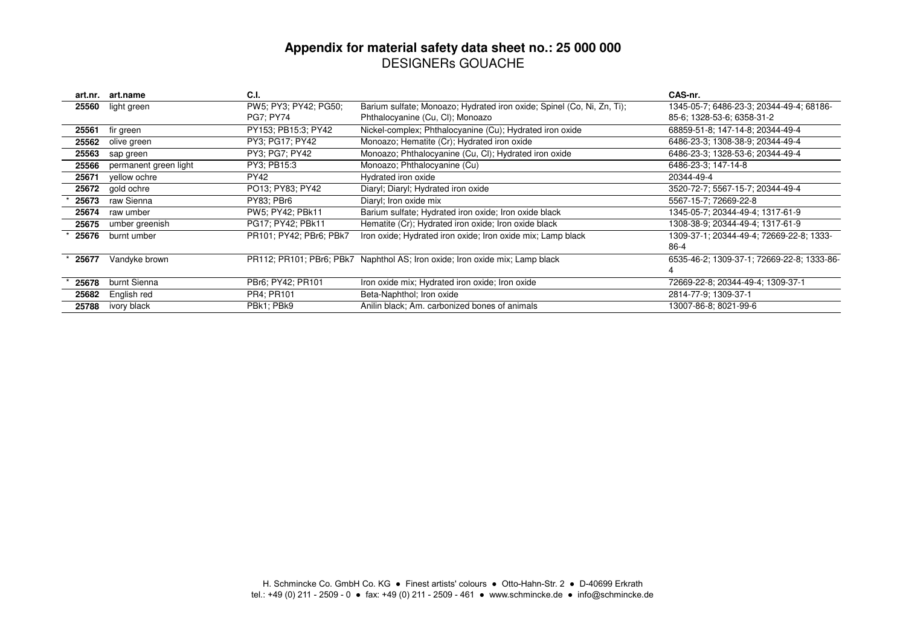# Appendix for material safety data sheet no.: 25 000 000

DESIGNERs GOUACHE

| art.nr. | art.name | C.I. | | CAS-nr. |
|---|---|---|---|---|
| 25560 | light green | PW5; PY3; PY42; PG50; PG7; PY74 | Barium sulfate; Monoazo; Hydrated iron oxide; Spinel (Co, Ni, Zn, Ti); Phthalocyanine (Cu, Cl); Monoazo | 1345-05-7; 6486-23-3; 20344-49-4; 68186-85-6; 1328-53-6; 6358-31-2 |
| 25561 | fir green | PY153; PB15:3; PY42 | Nickel-complex; Phthalocyanine (Cu); Hydrated iron oxide | 68859-51-8; 147-14-8; 20344-49-4 |
| 25562 | olive green | PY3; PG17; PY42 | Monoazo; Hematite (Cr); Hydrated iron oxide | 6486-23-3; 1308-38-9; 20344-49-4 |
| 25563 | sap green | PY3; PG7; PY42 | Monoazo; Phthalocyanine (Cu, Cl); Hydrated iron oxide | 6486-23-3; 1328-53-6; 20344-49-4 |
| 25566 | permanent green light | PY3; PB15:3 | Monoazo; Phthalocyanine (Cu) | 6486-23-3; 147-14-8 |
| 25671 | yellow ochre | PY42 | Hydrated iron oxide | 20344-49-4 |
| 25672 | gold ochre | PO13; PY83; PY42 | Diaryl; Diaryl; Hydrated iron oxide | 3520-72-7; 5567-15-7; 20344-49-4 |
| * 25673 | raw Sienna | PY83; PBr6 | Diaryl; Iron oxide mix | 5567-15-7; 72669-22-8 |
| 25674 | raw umber | PW5; PY42; PBk11 | Barium sulfate; Hydrated iron oxide; Iron oxide black | 1345-05-7; 20344-49-4; 1317-61-9 |
| 25675 | umber greenish | PG17; PY42; PBk11 | Hematite (Cr); Hydrated iron oxide; Iron oxide black | 1308-38-9; 20344-49-4; 1317-61-9 |
| * 25676 | burnt umber | PR101; PY42; PBr6; PBk7 | Iron oxide; Hydrated iron oxide; Iron oxide mix; Lamp black | 1309-37-1; 20344-49-4; 72669-22-8; 1333-86-4 |
| * 25677 | Vandyke brown | PR112; PR101; PBr6; PBk7 | Naphthol AS; Iron oxide; Iron oxide mix; Lamp black | 6535-46-2; 1309-37-1; 72669-22-8; 1333-86-4 |
| * 25678 | burnt Sienna | PBr6; PY42; PR101 | Iron oxide mix; Hydrated iron oxide; Iron oxide | 72669-22-8; 20344-49-4; 1309-37-1 |
| 25682 | English red | PR4; PR101 | Beta-Naphthol; Iron oxide | 2814-77-9; 1309-37-1 |
| 25788 | ivory black | PBk1; PBk9 | Anilin black; Am. carbonized bones of animals | 13007-86-8; 8021-99-6 |

H. Schmincke Co. GmbH Co. KG ● Finest artists' colours ● Otto-Hahn-Str. 2 ● D-40699 Erkrath
tel.: +49 (0) 211 - 2509 - 0 ● fax: +49 (0) 211 - 2509 - 461 ● www.schmincke.de ● info@schmincke.de